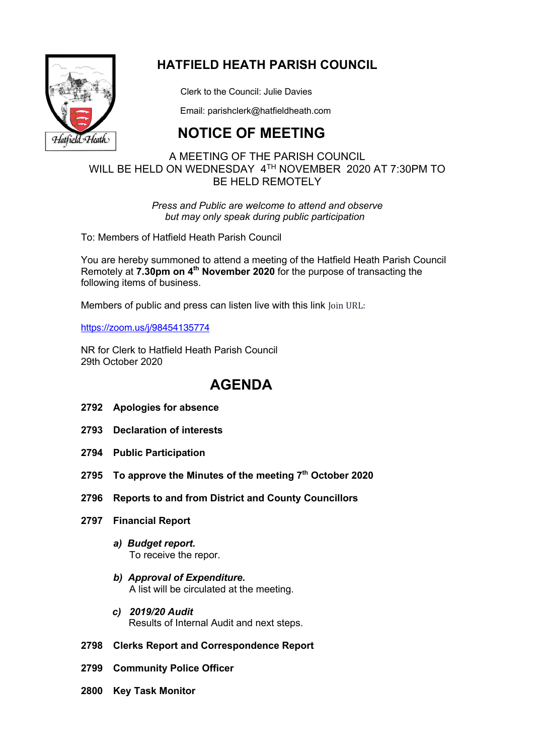# HATFIELD HEATH PARISH COUNCIL

Clerk to the Council: Julie Davies

Email: parishclerk@hatfieldheath.com

## NOTICE OF MEETING

A MEETING OF THE PARISH COUNCIL
WILL BE HELD ON WEDNESDAY 4TH NOVEMBER 2020 AT 7:30PM TO BE HELD REMOTELY

*Press and Public are welcome to attend and observe but may only speak during public participation*

To: Members of Hatfield Heath Parish Council

You are hereby summoned to attend a meeting of the Hatfield Heath Parish Council Remotely at **7.30pm on 4th November 2020** for the purpose of transacting the following items of business.

Members of public and press can listen live with this link Join URL:

https://zoom.us/j/98454135774

NR for Clerk to Hatfield Heath Parish Council
29th October 2020

## AGENDA

**2792 Apologies for absence**

**2793 Declaration of interests**

**2794 Public Participation**

**2795 To approve the Minutes of the meeting 7th October 2020**

**2796 Reports to and from District and County Councillors**

**2797 Financial Report**

*a) **Budget report.***
To receive the repor.

*b) **Approval of Expenditure.***
A list will be circulated at the meeting.

*c) **2019/20 Audit***
Results of Internal Audit and next steps.

**2798 Clerks Report and Correspondence Report**

**2799 Community Police Officer**

**2800 Key Task Monitor**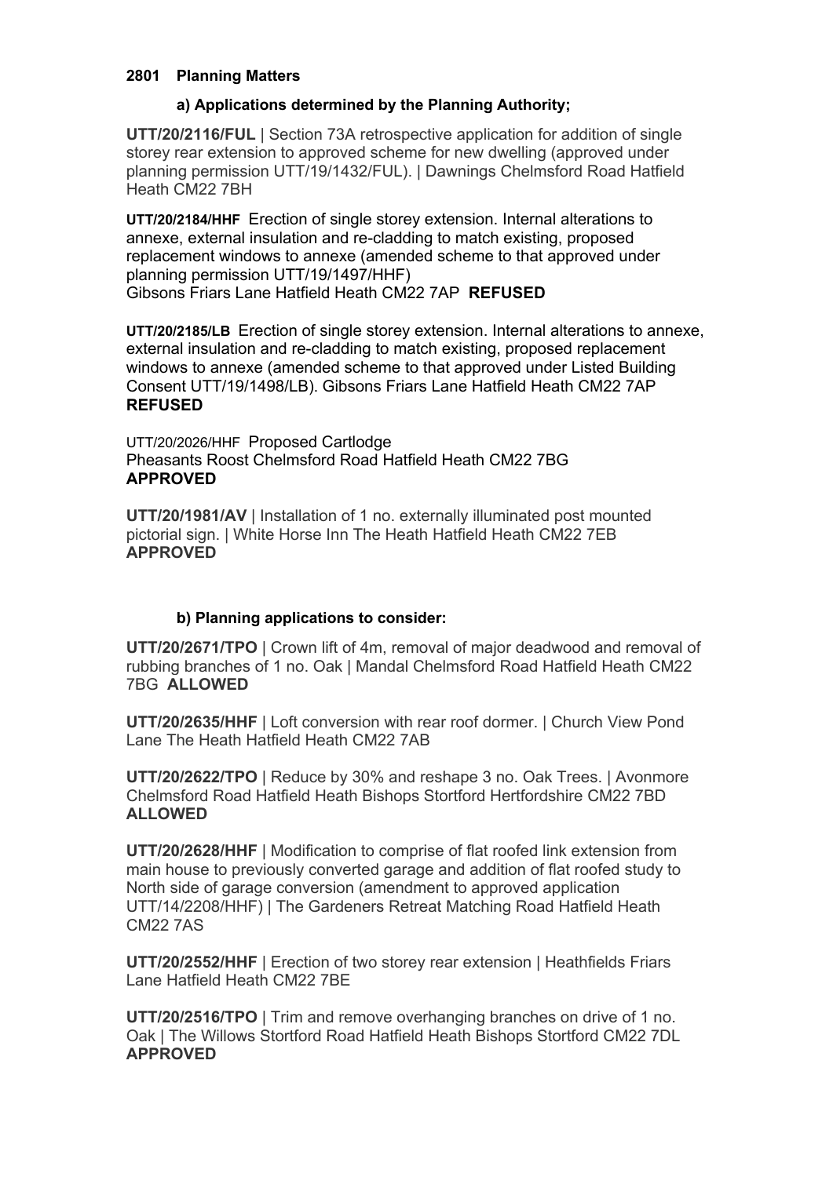**2801 Planning Matters**

**a) Applications determined by the Planning Authority;**

**UTT/20/2116/FUL** | Section 73A retrospective application for addition of single storey rear extension to approved scheme for new dwelling (approved under planning permission UTT/19/1432/FUL). | Dawnings Chelmsford Road Hatfield Heath CM22 7BH

**UTT/20/2184/HHF** Erection of single storey extension. Internal alterations to annexe, external insulation and re-cladding to match existing, proposed replacement windows to annexe (amended scheme to that approved under planning permission UTT/19/1497/HHF)
Gibsons Friars Lane Hatfield Heath CM22 7AP **REFUSED**

**UTT/20/2185/LB** Erection of single storey extension. Internal alterations to annexe, external insulation and re-cladding to match existing, proposed replacement windows to annexe (amended scheme to that approved under Listed Building Consent UTT/19/1498/LB). Gibsons Friars Lane Hatfield Heath CM22 7AP
**REFUSED**

UTT/20/2026/HHF Proposed Cartlodge
Pheasants Roost Chelmsford Road Hatfield Heath CM22 7BG
**APPROVED**

**UTT/20/1981/AV** | Installation of 1 no. externally illuminated post mounted pictorial sign. | White Horse Inn The Heath Hatfield Heath CM22 7EB
**APPROVED**

**b) Planning applications to consider:**

**UTT/20/2671/TPO** | Crown lift of 4m, removal of major deadwood and removal of rubbing branches of 1 no. Oak | Mandal Chelmsford Road Hatfield Heath CM22 7BG **ALLOWED**

**UTT/20/2635/HHF** | Loft conversion with rear roof dormer. | Church View Pond Lane The Heath Hatfield Heath CM22 7AB

**UTT/20/2622/TPO** | Reduce by 30% and reshape 3 no. Oak Trees. | Avonmore Chelmsford Road Hatfield Heath Bishops Stortford Hertfordshire CM22 7BD
**ALLOWED**

**UTT/20/2628/HHF** | Modification to comprise of flat roofed link extension from main house to previously converted garage and addition of flat roofed study to North side of garage conversion (amendment to approved application UTT/14/2208/HHF) | The Gardeners Retreat Matching Road Hatfield Heath CM22 7AS

**UTT/20/2552/HHF** | Erection of two storey rear extension | Heathfields Friars Lane Hatfield Heath CM22 7BE

**UTT/20/2516/TPO** | Trim and remove overhanging branches on drive of 1 no. Oak | The Willows Stortford Road Hatfield Heath Bishops Stortford CM22 7DL
**APPROVED**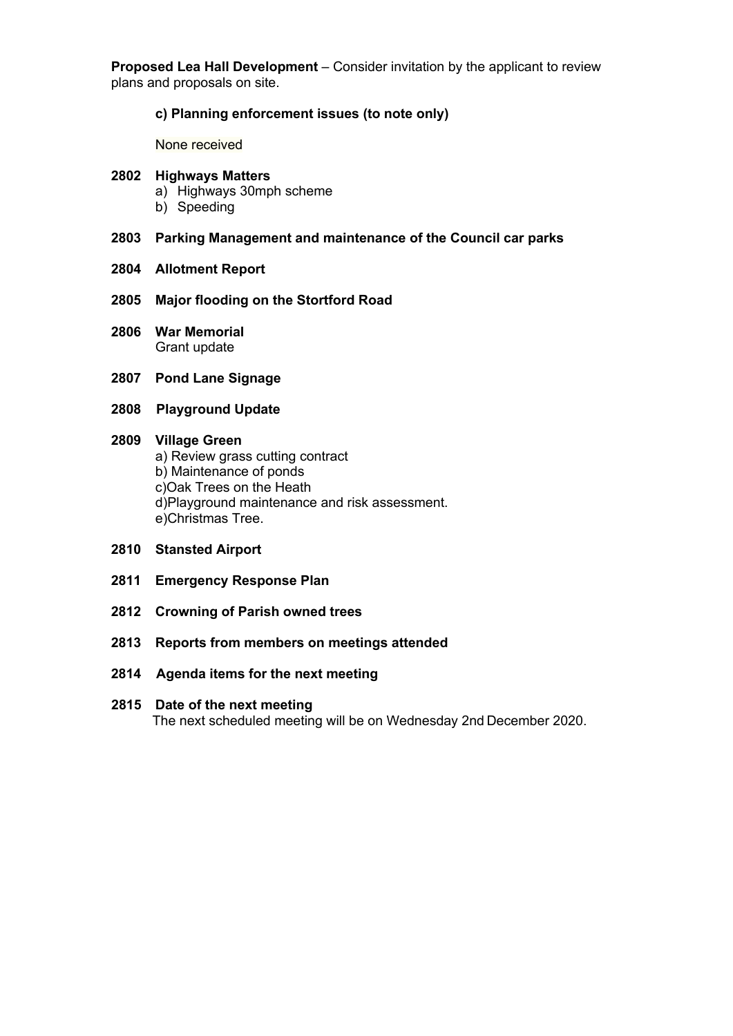**Proposed Lea Hall Development** – Consider invitation by the applicant to review plans and proposals on site.

**c) Planning enforcement issues (to note only)**

None received

**2802 Highways Matters**

a) Highways 30mph scheme
b) Speeding

**2803 Parking Management and maintenance of the Council car parks**

**2804 Allotment Report**

**2805 Major flooding on the Stortford Road**

**2806 War Memorial**

Grant update

**2807 Pond Lane Signage**

**2808 Playground Update**

**2809 Village Green**

a) Review grass cutting contract
b) Maintenance of ponds
c)Oak Trees on the Heath
d)Playground maintenance and risk assessment.
e)Christmas Tree.

**2810 Stansted Airport**

**2811 Emergency Response Plan**

**2812 Crowning of Parish owned trees**

**2813 Reports from members on meetings attended**

**2814 Agenda items for the next meeting**

**2815 Date of the next meeting**

The next scheduled meeting will be on Wednesday 2nd December 2020.